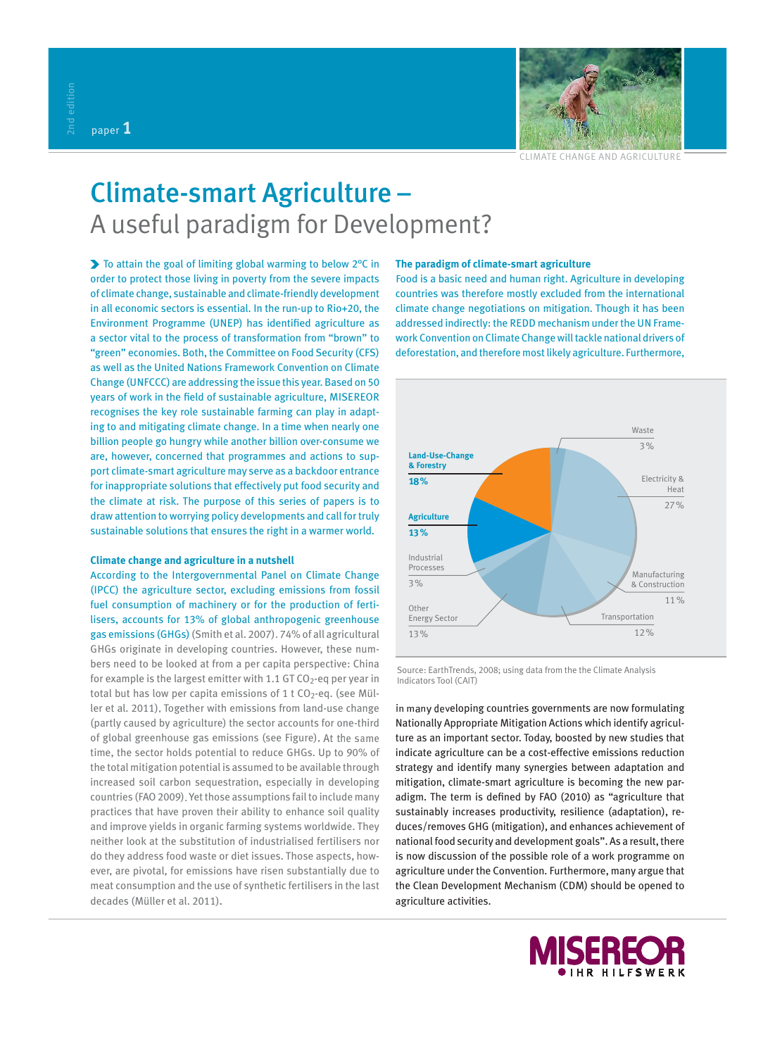2nd edition

paper 1

CLIMATE CHANGE AND AGRICULTURE

# Climate-smart Agriculture –

## A useful paradigm for Development?

To attain the goal of limiting global warming to below 2°C in order to protect those living in poverty from the severe impacts of climate change, sustainable and climate-friendly development in all economic sectors is essential. In the run-up to Rio+20, the Environment Programme (UNEP) has identified agriculture as a sector vital to the process of transformation from "brown" to "green" economies. Both, the Committee on Food Security (CFS) as well as the United Nations Framework Convention on Climate Change (UNFCCC) are addressing the issue this year. Based on 50 years of work in the field of sustainable agriculture, MISEREOR recognises the key role sustainable farming can play in adapting to and mitigating climate change. In a time when nearly one billion people go hungry while another billion over-consume we are, however, concerned that programmes and actions to support climate-smart agriculture may serve as a backdoor entrance for inappropriate solutions that effectively put food security and the climate at risk. The purpose of this series of papers is to draw attention to worrying policy developments and call for truly sustainable solutions that ensures the right in a warmer world.

### Climate change and agriculture in a nutshell

According to the Intergovernmental Panel on Climate Change (IPCC) the agriculture sector, excluding emissions from fossil fuel consumption of machinery or for the production of fertilisers, accounts for 13% of global anthropogenic greenhouse gas emissions (GHGs) (Smith et al. 2007). 74% of all agricultural GHGs originate in developing countries. However, these numbers need to be looked at from a per capita perspective: China for example is the largest emitter with 1.1 GT $CO_2$-eq per year in total but has low per capita emissions of 1 t $CO_2$-eq. (see Müller et al. 2011). Together with emissions from land-use change (partly caused by agriculture) the sector accounts for one-third of global greenhouse gas emissions (see Figure). At the same time, the sector holds potential to reduce GHGs. Up to 90% of the total mitigation potential is assumed to be available through increased soil carbon sequestration, especially in developing countries (FAO 2009). Yet those assumptions fail to include many practices that have proven their ability to enhance soil quality and improve yields in organic farming systems worldwide. They neither look at the substitution of industrialised fertilisers nor do they address food waste or diet issues. Those aspects, however, are pivotal, for emissions have risen substantially due to meat consumption and the use of synthetic fertilisers in the last decades (Müller et al. 2011).

### The paradigm of climate-smart agriculture

Food is a basic need and human right. Agriculture in developing countries was therefore mostly excluded from the international climate change negotiations on mitigation. Though it has been addressed indirectly: the REDD mechanism under the UN Framework Convention on Climate Change will tackle national drivers of deforestation, and therefore most likely agriculture. Furthermore,

Land-Use-Change & Forestry
18%

Agriculture
13%

Industrial Processes
3%

Other Energy Sector
13%

Waste
3%

Electricity & Heat
27%

Manufacturing & Construction
11%

Transportation
12%

Source: EarthTrends, 2008; using data from the the Climate Analysis Indicators Tool (CAIT)

in many developing countries governments are now formulating Nationally Appropriate Mitigation Actions which identify agriculture as an important sector. Today, boosted by new studies that indicate agriculture can be a cost-effective emissions reduction strategy and identify many synergies between adaptation and mitigation, climate-smart agriculture is becoming the new paradigm. The term is defined by FAO (2010) as "agriculture that sustainably increases productivity, resilience (adaptation), reduces/removes GHG (mitigation), and enhances achievement of national food security and development goals". As a result, there is now discussion of the possible role of a work programme on agriculture under the Convention. Furthermore, many argue that the Clean Development Mechanism (CDM) should be opened to agriculture activities.

MISEREOR
IHR HILFSWERK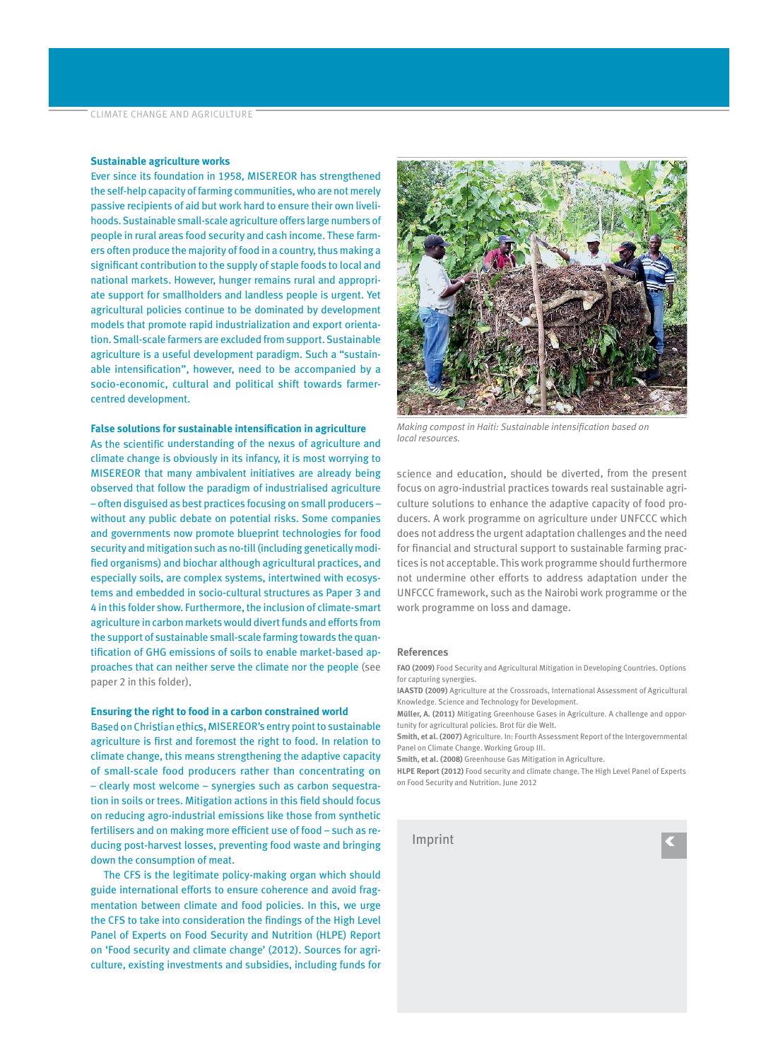## Sustainable agriculture works

Ever since its foundation in 1958, MISEREOR has strengthened the self-help capacity of farming communities, who are not merely passive recipients of aid but work hard to ensure their own livelihoods. Sustainable small-scale agriculture offers large numbers of people in rural areas food security and cash income. These farmers often produce the majority of food in a country, thus making a significant contribution to the supply of staple foods to local and national markets. However, hunger remains rural and appropriate support for smallholders and landless people is urgent. Yet agricultural policies continue to be dominated by development models that promote rapid industrialization and export orientation. Small-scale farmers are excluded from support. Sustainable agriculture is a useful development paradigm. Such a "sustainable intensification", however, need to be accompanied by a socio-economic, cultural and political shift towards farmer-centred development.

## False solutions for sustainable intensification in agriculture

As the scientific understanding of the nexus of agriculture and climate change is obviously in its infancy, it is most worrying to MISEREOR that many ambivalent initiatives are already being observed that follow the paradigm of industrialised agriculture – often disguised as best practices focusing on small producers – without any public debate on potential risks. Some companies and governments now promote blueprint technologies for food security and mitigation such as no-till (including genetically modified organisms) and biochar although agricultural practices, and especially soils, are complex systems, intertwined with ecosystems and embedded in socio-cultural structures as Paper 3 and 4 in this folder show. Furthermore, the inclusion of climate-smart agriculture in carbon markets would divert funds and efforts from the support of sustainable small-scale farming towards the quantification of GHG emissions of soils to enable market-based approaches that can neither serve the climate nor the people (see paper 2 in this folder).

## Ensuring the right to food in a carbon constrained world

Based on Christian ethics, MISEREOR's entry point to sustainable agriculture is first and foremost the right to food. In relation to climate change, this means strengthening the adaptive capacity of small-scale food producers rather than concentrating on – clearly most welcome – synergies such as carbon sequestration in soils or trees. Mitigation actions in this field should focus on reducing agro-industrial emissions like those from synthetic fertilisers and on making more efficient use of food – such as reducing post-harvest losses, preventing food waste and bringing down the consumption of meat.

The CFS is the legitimate policy-making organ which should guide international efforts to ensure coherence and avoid fragmentation between climate and food policies. In this, we urge the CFS to take into consideration the findings of the High Level Panel of Experts on Food Security and Nutrition (HLPE) Report on 'Food security and climate change' (2012). Sources for agriculture, existing investments and subsidies, including funds for science and education, should be diverted, from the present focus on agro-industrial practices towards real sustainable agriculture solutions to enhance the adaptive capacity of food producers. A work programme on agriculture under UNFCCC which does not address the urgent adaptation challenges and the need for financial and structural support to sustainable farming practices is not acceptable. This work programme should furthermore not undermine other efforts to address adaptation under the UNFCCC framework, such as the Nairobi work programme or the work programme on loss and damage.

*Making compost in Haiti: Sustainable intensification based on local resources.*

### References

**FAO (2009)** Food Security and Agricultural Mitigation in Developing Countries. Options for capturing synergies.

**IAASTD (2009)** Agriculture at the Crossroads, International Assessment of Agricultural Knowledge. Science and Technology for Development.

**Müller, A. (2011)** Mitigating Greenhouse Gases in Agriculture. A challenge and opportunity for agricultural policies. Brot für die Welt.

**Smith, et al. (2007)** Agriculture. In: Fourth Assessment Report of the Intergovernmental Panel on Climate Change. Working Group III.

**Smith, et al. (2008)** Greenhouse Gas Mitigation in Agriculture.

**HLPE Report (2012)** Food security and climate change. The High Level Panel of Experts on Food Security and Nutrition. June 2012

Imprint